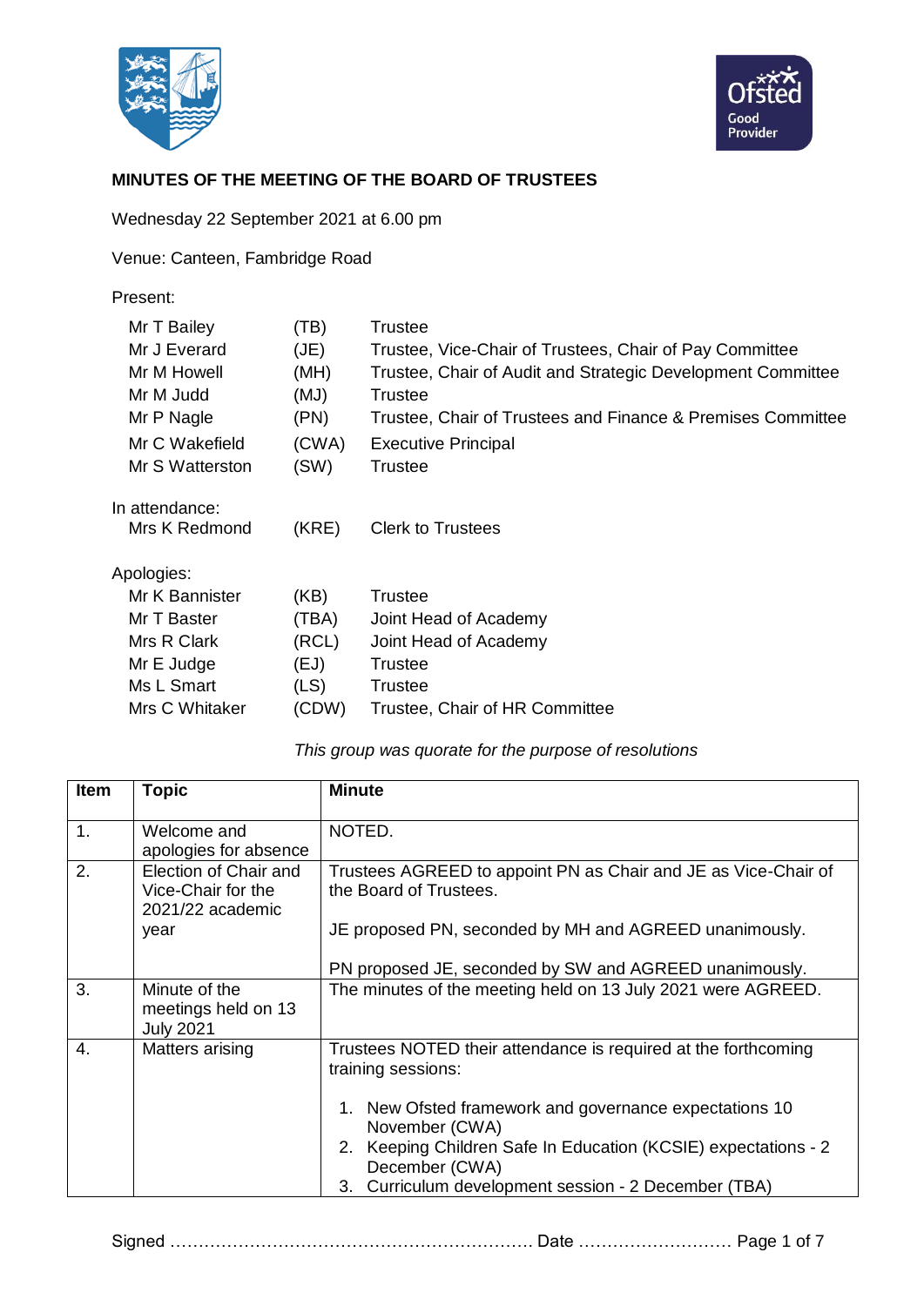# MINUTES OF THE MEETING OF THE BOARD OF TRUSTEES

Wednesday 22 September 2021 at 6.00 pm

Venue: Canteen, Fambridge Road

Present:

| | | |
|---|---|---|
| Mr T Bailey | (TB) | Trustee |
| Mr J Everard | (JE) | Trustee, Vice-Chair of Trustees, Chair of Pay Committee |
| Mr M Howell | (MH) | Trustee, Chair of Audit and Strategic Development Committee |
| Mr M Judd | (MJ) | Trustee |
| Mr P Nagle | (PN) | Trustee, Chair of Trustees and Finance & Premises Committee |
| Mr C Wakefield | (CWA) | Executive Principal |
| Mr S Watterston | (SW) | Trustee |

In attendance:

| | | |
|---|---|---|
| Mrs K Redmond | (KRE) | Clerk to Trustees |

Apologies:

| | | |
|---|---|---|
| Mr K Bannister | (KB) | Trustee |
| Mr T Baster | (TBA) | Joint Head of Academy |
| Mrs R Clark | (RCL) | Joint Head of Academy |
| Mr E Judge | (EJ) | Trustee |
| Ms L Smart | (LS) | Trustee |
| Mrs C Whitaker | (CDW) | Trustee, Chair of HR Committee |

*This group was quorate for the purpose of resolutions*

| Item | Topic | Minute |
|---|---|---|
| 1. | Welcome and apologies for absence | NOTED. |
| 2. | Election of Chair and Vice-Chair for the 2021/22 academic year | Trustees AGREED to appoint PN as Chair and JE as Vice-Chair of the Board of Trustees.<br><br>JE proposed PN, seconded by MH and AGREED unanimously.<br><br>PN proposed JE, seconded by SW and AGREED unanimously. |
| 3. | Minute of the meetings held on 13 July 2021 | The minutes of the meeting held on 13 July 2021 were AGREED. |
| 4. | Matters arising | Trustees NOTED their attendance is required at the forthcoming training sessions:<br><br>1. New Ofsted framework and governance expectations 10 November (CWA)<br>2. Keeping Children Safe In Education (KCSIE) expectations - 2 December (CWA)<br>3. Curriculum development session - 2 December (TBA) |

Signed ………………………………………………………. Date ………………………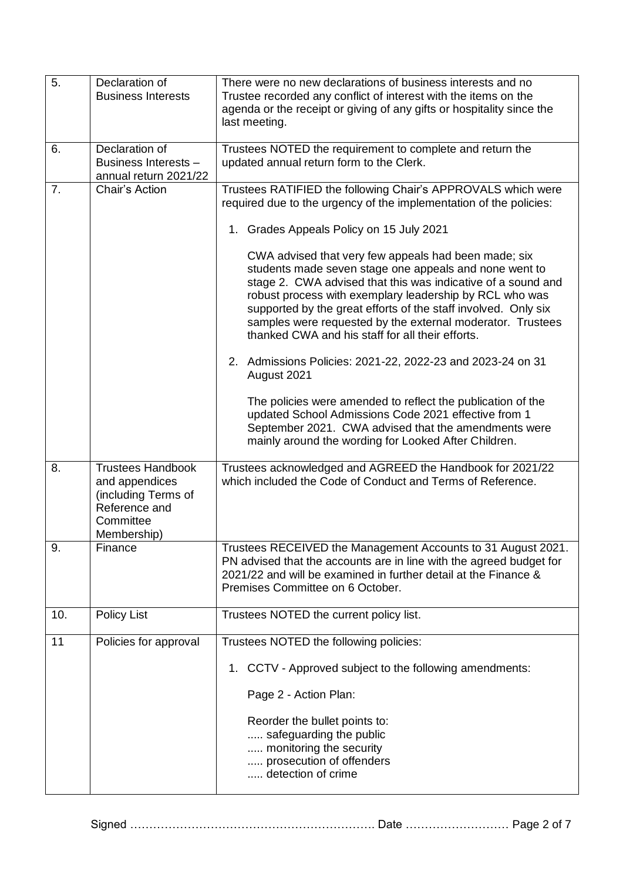| 5. | Declaration of Business Interests | There were no new declarations of business interests and no Trustee recorded any conflict of interest with the items on the agenda or the receipt or giving of any gifts or hospitality since the last meeting. |
|---|---|---|
| 6. | Declaration of Business Interests – annual return 2021/22 | Trustees NOTED the requirement to complete and return the updated annual return form to the Clerk. |
| 7. | Chair's Action | Trustees RATIFIED the following Chair's APPROVALS which were required due to the urgency of the implementation of the policies:<br><br>1. Grades Appeals Policy on 15 July 2021<br><br>CWA advised that very few appeals had been made; six students made seven stage one appeals and none went to stage 2. CWA advised that this was indicative of a sound and robust process with exemplary leadership by RCL who was supported by the great efforts of the staff involved. Only six samples were requested by the external moderator. Trustees thanked CWA and his staff for all their efforts.<br><br>2. Admissions Policies: 2021-22, 2022-23 and 2023-24 on 31 August 2021<br><br>The policies were amended to reflect the publication of the updated School Admissions Code 2021 effective from 1 September 2021. CWA advised that the amendments were mainly around the wording for Looked After Children. |
| 8. | Trustees Handbook and appendices (including Terms of Reference and Committee Membership) | Trustees acknowledged and AGREED the Handbook for 2021/22 which included the Code of Conduct and Terms of Reference. |
| 9. | Finance | Trustees RECEIVED the Management Accounts to 31 August 2021. PN advised that the accounts are in line with the agreed budget for 2021/22 and will be examined in further detail at the Finance & Premises Committee on 6 October. |
| 10. | Policy List | Trustees NOTED the current policy list. |
| 11 | Policies for approval | Trustees NOTED the following policies:<br><br>1. CCTV - Approved subject to the following amendments:<br><br>Page 2 - Action Plan:<br><br>Reorder the bullet points to:<br>..... safeguarding the public<br>..... monitoring the security<br>..... prosecution of offenders<br>..... detection of crime |

Signed ……………………………………………………… Date ………………………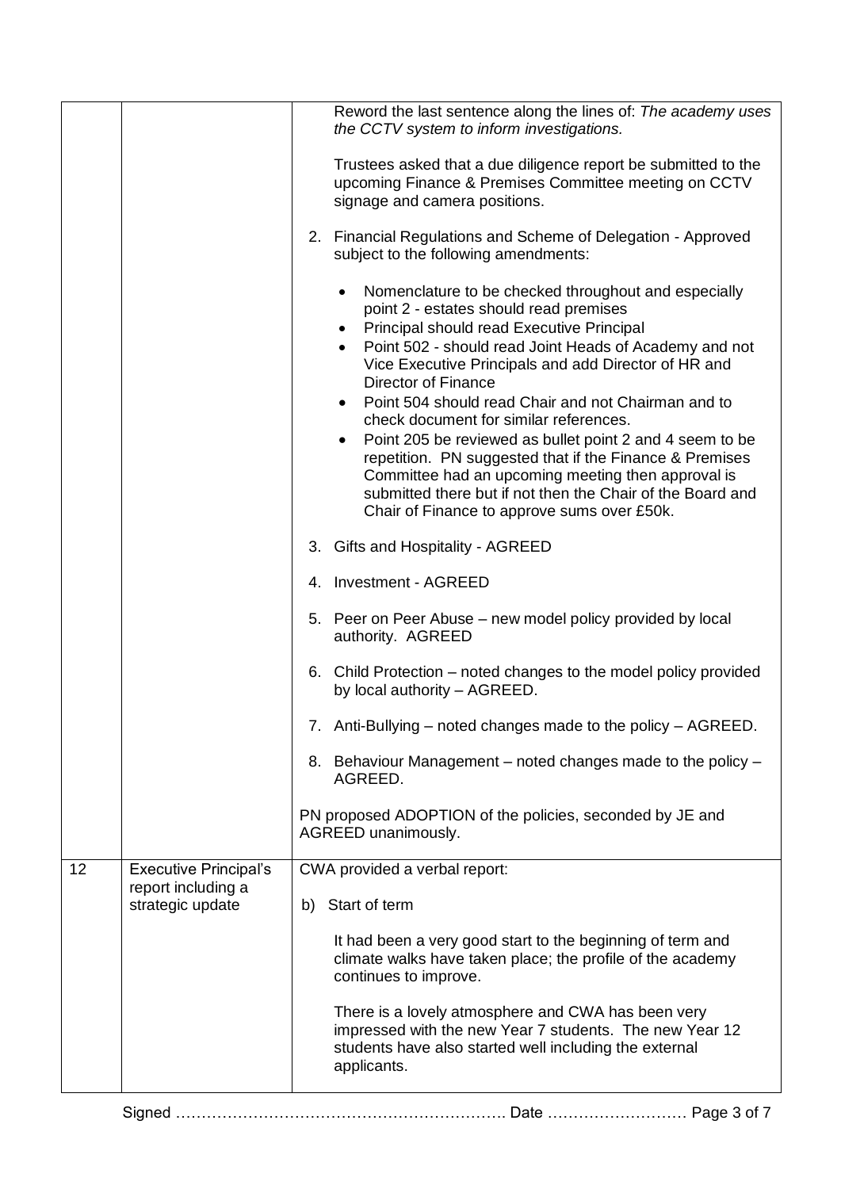| | | |
|---|---|---|
| | | Reword the last sentence along the lines of: *The academy uses the CCTV system to inform investigations.*<br><br>Trustees asked that a due diligence report be submitted to the upcoming Finance & Premises Committee meeting on CCTV signage and camera positions.<br><br>2. Financial Regulations and Scheme of Delegation - Approved subject to the following amendments:<br><br>• Nomenclature to be checked throughout and especially point 2 - estates should read premises<br>• Principal should read Executive Principal<br>• Point 502 - should read Joint Heads of Academy and not Vice Executive Principals and add Director of HR and Director of Finance<br>• Point 504 should read Chair and not Chairman and to check document for similar references.<br>• Point 205 be reviewed as bullet point 2 and 4 seem to be repetition. PN suggested that if the Finance & Premises Committee had an upcoming meeting then approval is submitted there but if not then the Chair of the Board and Chair of Finance to approve sums over £50k.<br><br>3. Gifts and Hospitality - AGREED<br><br>4. Investment - AGREED<br><br>5. Peer on Peer Abuse – new model policy provided by local authority. AGREED<br><br>6. Child Protection – noted changes to the model policy provided by local authority – AGREED.<br><br>7. Anti-Bullying – noted changes made to the policy – AGREED.<br><br>8. Behaviour Management – noted changes made to the policy – AGREED.<br><br>PN proposed ADOPTION of the policies, seconded by JE and AGREED unanimously. |
| 12 | Executive Principal's report including a strategic update | CWA provided a verbal report:<br><br>b) Start of term<br><br>It had been a very good start to the beginning of term and climate walks have taken place; the profile of the academy continues to improve.<br><br>There is a lovely atmosphere and CWA has been very impressed with the new Year 7 students. The new Year 12 students have also started well including the external applicants. |

Signed ………………………………………………………. Date ………………………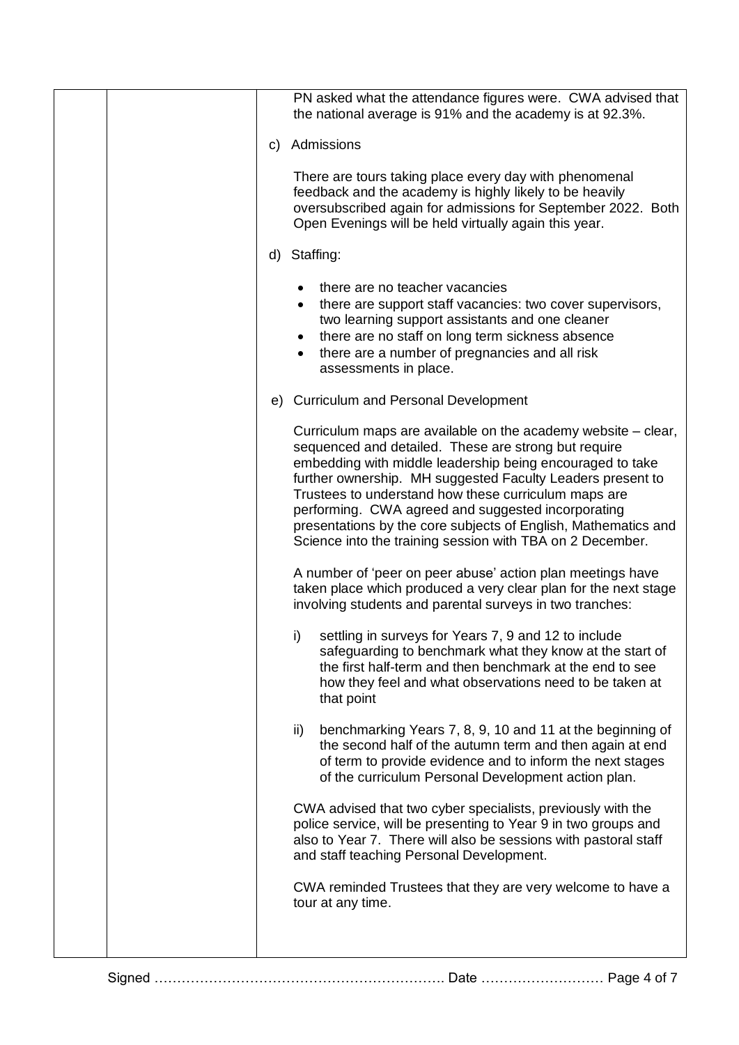PN asked what the attendance figures were. CWA advised that the national average is 91% and the academy is at 92.3%.

c) Admissions

There are tours taking place every day with phenomenal feedback and the academy is highly likely to be heavily oversubscribed again for admissions for September 2022. Both Open Evenings will be held virtually again this year.

d) Staffing:

- there are no teacher vacancies
- there are support staff vacancies: two cover supervisors, two learning support assistants and one cleaner
- there are no staff on long term sickness absence
- there are a number of pregnancies and all risk assessments in place.

e) Curriculum and Personal Development

Curriculum maps are available on the academy website – clear, sequenced and detailed. These are strong but require embedding with middle leadership being encouraged to take further ownership. MH suggested Faculty Leaders present to Trustees to understand how these curriculum maps are performing. CWA agreed and suggested incorporating presentations by the core subjects of English, Mathematics and Science into the training session with TBA on 2 December.

A number of 'peer on peer abuse' action plan meetings have taken place which produced a very clear plan for the next stage involving students and parental surveys in two tranches:

i) settling in surveys for Years 7, 9 and 12 to include safeguarding to benchmark what they know at the start of the first half-term and then benchmark at the end to see how they feel and what observations need to be taken at that point

ii) benchmarking Years 7, 8, 9, 10 and 11 at the beginning of the second half of the autumn term and then again at end of term to provide evidence and to inform the next stages of the curriculum Personal Development action plan.

CWA advised that two cyber specialists, previously with the police service, will be presenting to Year 9 in two groups and also to Year 7. There will also be sessions with pastoral staff and staff teaching Personal Development.

CWA reminded Trustees that they are very welcome to have a tour at any time.

Signed ………………………………………………………. Date ………………………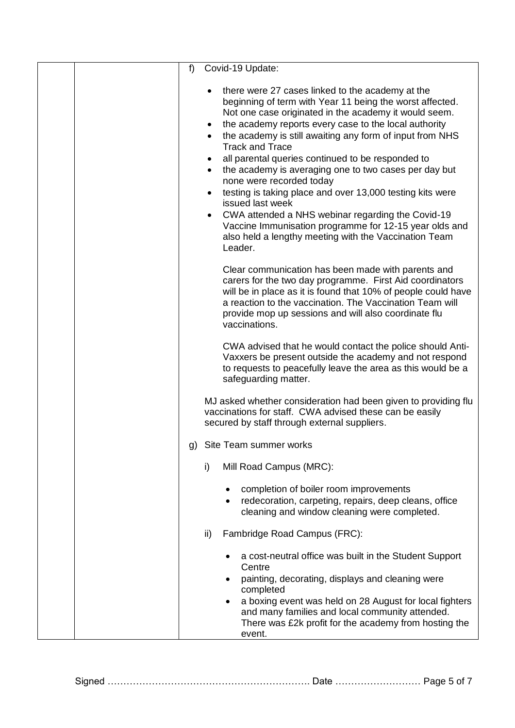f) Covid-19 Update:

- there were 27 cases linked to the academy at the beginning of term with Year 11 being the worst affected. Not one case originated in the academy it would seem.
- the academy reports every case to the local authority
- the academy is still awaiting any form of input from NHS Track and Trace
- all parental queries continued to be responded to
- the academy is averaging one to two cases per day but none were recorded today
- testing is taking place and over 13,000 testing kits were issued last week
- CWA attended a NHS webinar regarding the Covid-19 Vaccine Immunisation programme for 12-15 year olds and also held a lengthy meeting with the Vaccination Team Leader.

  Clear communication has been made with parents and carers for the two day programme. First Aid coordinators will be in place as it is found that 10% of people could have a reaction to the vaccination. The Vaccination Team will provide mop up sessions and will also coordinate flu vaccinations.

  CWA advised that he would contact the police should Anti-Vaxxers be present outside the academy and not respond to requests to peacefully leave the area as this would be a safeguarding matter.

MJ asked whether consideration had been given to providing flu vaccinations for staff. CWA advised these can be easily secured by staff through external suppliers.

g) Site Team summer works

i) Mill Road Campus (MRC):

- completion of boiler room improvements
- redecoration, carpeting, repairs, deep cleans, office cleaning and window cleaning were completed.

ii) Fambridge Road Campus (FRC):

- a cost-neutral office was built in the Student Support Centre
- painting, decorating, displays and cleaning were completed
- a boxing event was held on 28 August for local fighters and many families and local community attended. There was £2k profit for the academy from hosting the event.

Signed ………………………………………………………. Date ………………………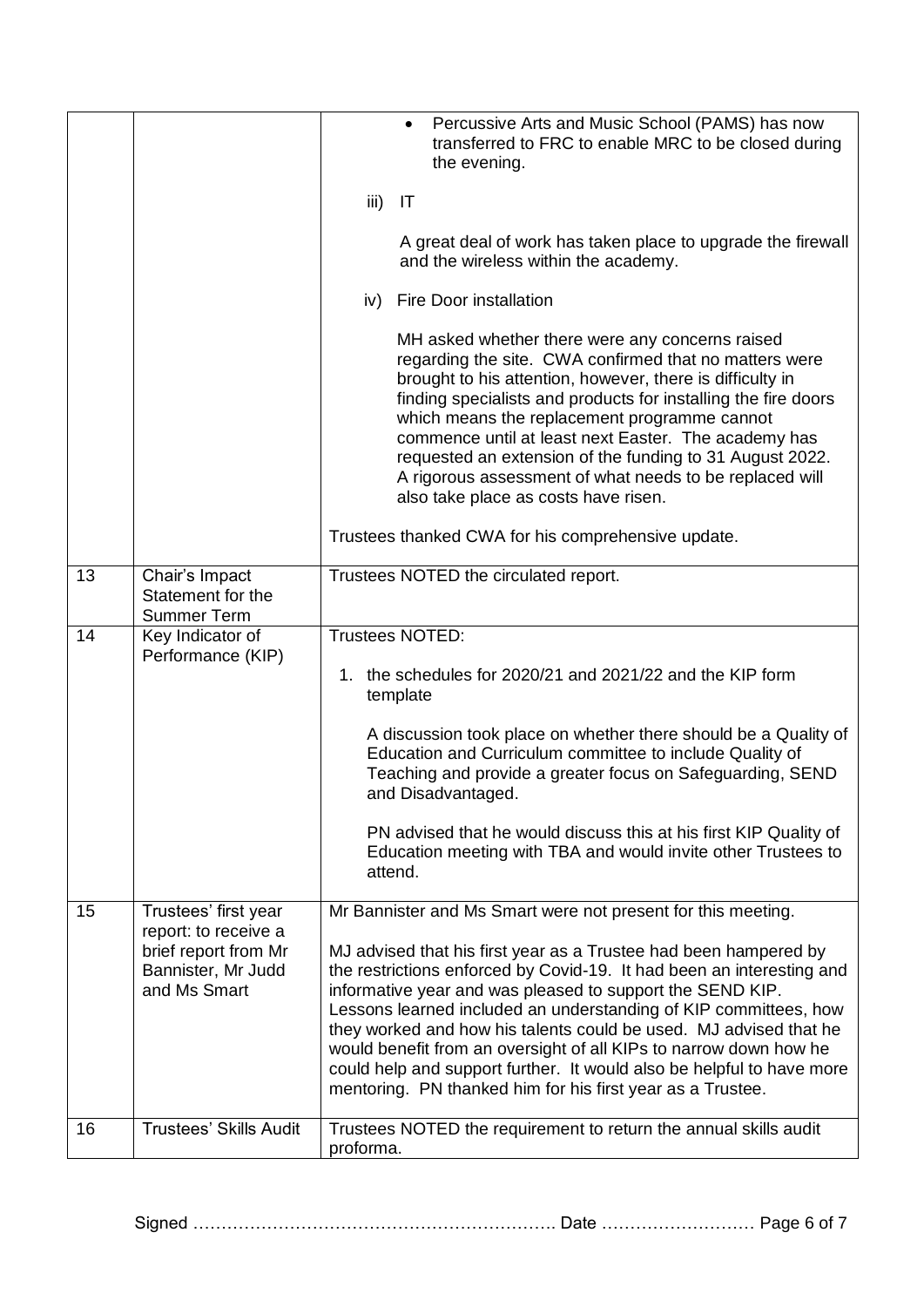| | | |
|---|---|---|
| | | • Percussive Arts and Music School (PAMS) has now transferred to FRC to enable MRC to be closed during the evening.<br><br>iii) IT<br><br>A great deal of work has taken place to upgrade the firewall and the wireless within the academy.<br><br>iv) Fire Door installation<br><br>MH asked whether there were any concerns raised regarding the site. CWA confirmed that no matters were brought to his attention, however, there is difficulty in finding specialists and products for installing the fire doors which means the replacement programme cannot commence until at least next Easter. The academy has requested an extension of the funding to 31 August 2022. A rigorous assessment of what needs to be replaced will also take place as costs have risen.<br><br>Trustees thanked CWA for his comprehensive update. |
| 13 | Chair's Impact Statement for the Summer Term | Trustees NOTED the circulated report. |
| 14 | Key Indicator of Performance (KIP) | Trustees NOTED:<br><br>1. the schedules for 2020/21 and 2021/22 and the KIP form template<br><br>A discussion took place on whether there should be a Quality of Education and Curriculum committee to include Quality of Teaching and provide a greater focus on Safeguarding, SEND and Disadvantaged.<br><br>PN advised that he would discuss this at his first KIP Quality of Education meeting with TBA and would invite other Trustees to attend. |
| 15 | Trustees' first year report: to receive a brief report from Mr Bannister, Mr Judd and Ms Smart | Mr Bannister and Ms Smart were not present for this meeting.<br><br>MJ advised that his first year as a Trustee had been hampered by the restrictions enforced by Covid-19. It had been an interesting and informative year and was pleased to support the SEND KIP. Lessons learned included an understanding of KIP committees, how they worked and how his talents could be used. MJ advised that he would benefit from an oversight of all KIPs to narrow down how he could help and support further. It would also be helpful to have more mentoring. PN thanked him for his first year as a Trustee. |
| 16 | Trustees' Skills Audit | Trustees NOTED the requirement to return the annual skills audit proforma. |

Signed ……………………………………………………… Date ………………………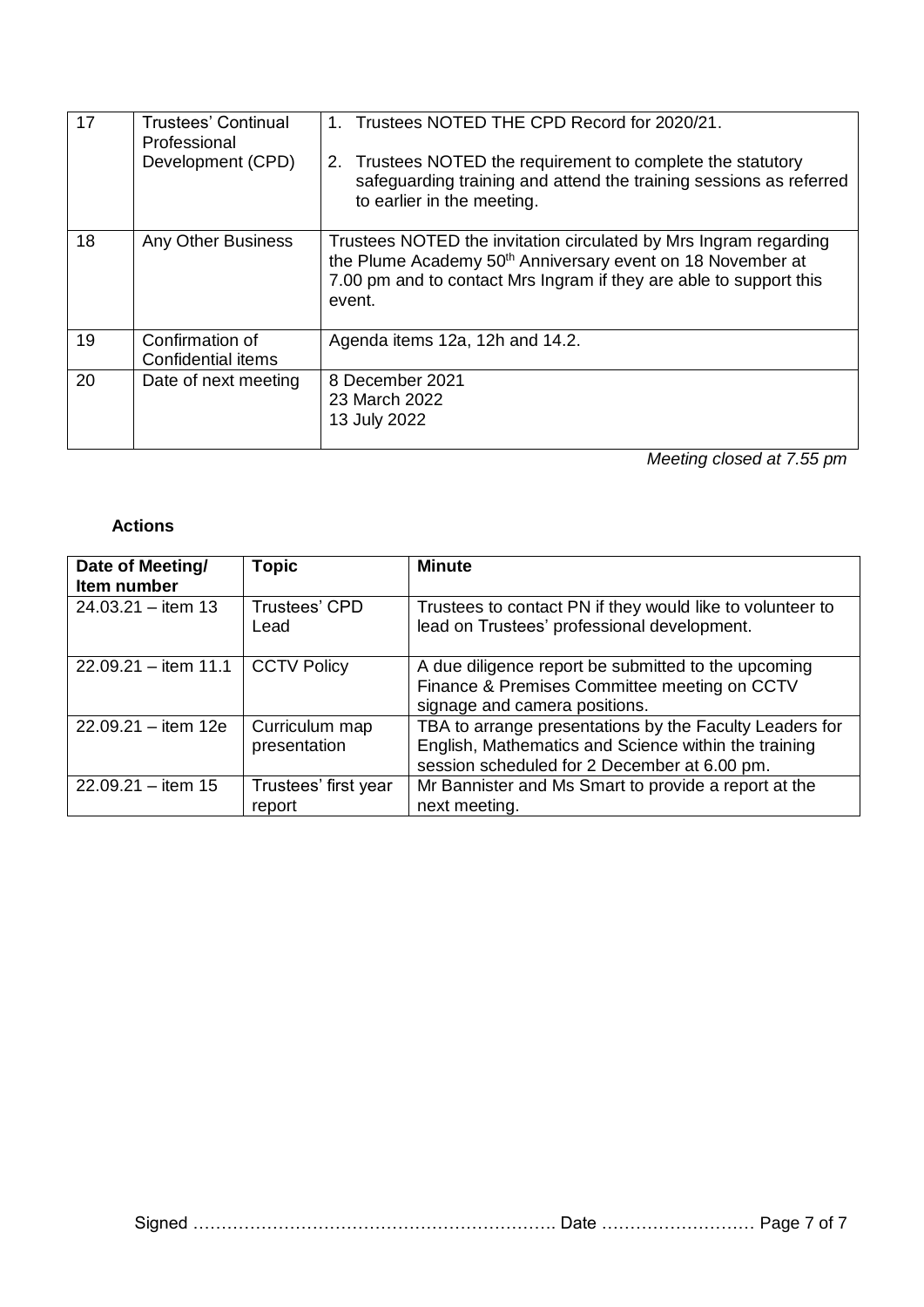| | | |
|---|---|---|
| 17 | Trustees' Continual Professional Development (CPD) | 1. Trustees NOTED THE CPD Record for 2020/21.<br>2. Trustees NOTED the requirement to complete the statutory safeguarding training and attend the training sessions as referred to earlier in the meeting. |
| 18 | Any Other Business | Trustees NOTED the invitation circulated by Mrs Ingram regarding the Plume Academy 50th Anniversary event on 18 November at 7.00 pm and to contact Mrs Ingram if they are able to support this event. |
| 19 | Confirmation of Confidential items | Agenda items 12a, 12h and 14.2. |
| 20 | Date of next meeting | 8 December 2021<br>23 March 2022<br>13 July 2022 |

*Meeting closed at 7.55 pm*

**Actions**

| Date of Meeting/ Item number | Topic | Minute |
|---|---|---|
| 24.03.21 – item 13 | Trustees' CPD Lead | Trustees to contact PN if they would like to volunteer to lead on Trustees' professional development. |
| 22.09.21 – item 11.1 | CCTV Policy | A due diligence report be submitted to the upcoming Finance & Premises Committee meeting on CCTV signage and camera positions. |
| 22.09.21 – item 12e | Curriculum map presentation | TBA to arrange presentations by the Faculty Leaders for English, Mathematics and Science within the training session scheduled for 2 December at 6.00 pm. |
| 22.09.21 – item 15 | Trustees' first year report | Mr Bannister and Ms Smart to provide a report at the next meeting. |

Signed ………………………………………………………. Date ………………………